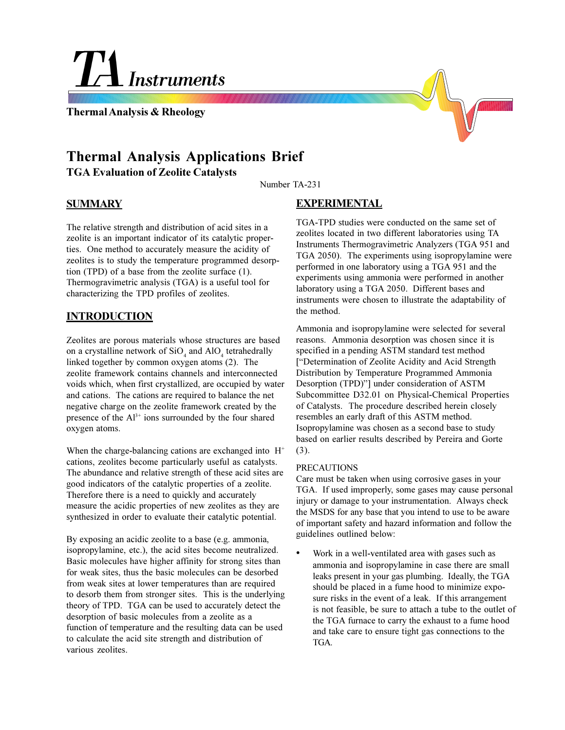TA Instruments

Thermal Analysis & Rheology

# Thermal Analysis Applications Brief

## TGA Evaluation of Zeolite Catalysts

Number TA-231

## SUMMARY

The relative strength and distribution of acid sites in a zeolite is an important indicator of its catalytic properties. One method to accurately measure the acidity of zeolites is to study the temperature programmed desorption (TPD) of a base from the zeolite surface (1). Thermogravimetric analysis (TGA) is a useful tool for characterizing the TPD profiles of zeolites.

## INTRODUCTION

Zeolites are porous materials whose structures are based on a crystalline network of $SiO_4$ and $AlO_4$ tetrahedrally linked together by common oxygen atoms (2). The zeolite framework contains channels and interconnected voids which, when first crystallized, are occupied by water and cations. The cations are required to balance the net negative charge on the zeolite framework created by the presence of the $Al^{3+}$ ions surrounded by the four shared oxygen atoms.

When the charge-balancing cations are exchanged into $H^+$ cations, zeolites become particularly useful as catalysts. The abundance and relative strength of these acid sites are good indicators of the catalytic properties of a zeolite. Therefore there is a need to quickly and accurately measure the acidic properties of new zeolites as they are synthesized in order to evaluate their catalytic potential.

By exposing an acidic zeolite to a base (e.g. ammonia, isopropylamine, etc.), the acid sites become neutralized. Basic molecules have higher affinity for strong sites than for weak sites, thus the basic molecules can be desorbed from weak sites at lower temperatures than are required to desorb them from stronger sites. This is the underlying theory of TPD. TGA can be used to accurately detect the desorption of basic molecules from a zeolite as a function of temperature and the resulting data can be used to calculate the acid site strength and distribution of various zeolites.

## EXPERIMENTAL

TGA-TPD studies were conducted on the same set of zeolites located in two different laboratories using TA Instruments Thermogravimetric Analyzers (TGA 951 and TGA 2050). The experiments using isopropylamine were performed in one laboratory using a TGA 951 and the experiments using ammonia were performed in another laboratory using a TGA 2050. Different bases and instruments were chosen to illustrate the adaptability of the method.

Ammonia and isopropylamine were selected for several reasons. Ammonia desorption was chosen since it is specified in a pending ASTM standard test method ["Determination of Zeolite Acidity and Acid Strength Distribution by Temperature Programmed Ammonia Desorption (TPD)"] under consideration of ASTM Subcommittee D32.01 on Physical-Chemical Properties of Catalysts. The procedure described herein closely resembles an early draft of this ASTM method. Isopropylamine was chosen as a second base to study based on earlier results described by Pereira and Gorte (3).

PRECAUTIONS

Care must be taken when using corrosive gases in your TGA. If used improperly, some gases may cause personal injury or damage to your instrumentation. Always check the MSDS for any base that you intend to use to be aware of important safety and hazard information and follow the guidelines outlined below:

- Work in a well-ventilated area with gases such as ammonia and isopropylamine in case there are small leaks present in your gas plumbing. Ideally, the TGA should be placed in a fume hood to minimize exposure risks in the event of a leak. If this arrangement is not feasible, be sure to attach a tube to the outlet of the TGA furnace to carry the exhaust to a fume hood and take care to ensure tight gas connections to the TGA.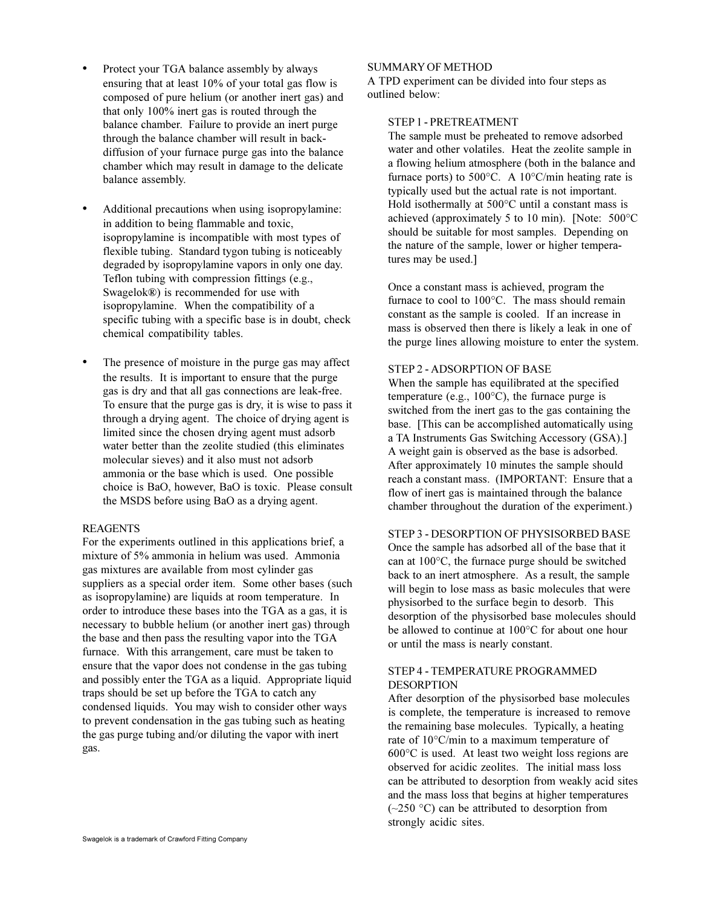- Protect your TGA balance assembly by always ensuring that at least 10% of your total gas flow is composed of pure helium (or another inert gas) and that only 100% inert gas is routed through the balance chamber. Failure to provide an inert purge through the balance chamber will result in back-diffusion of your furnace purge gas into the balance chamber which may result in damage to the delicate balance assembly.

- Additional precautions when using isopropylamine: in addition to being flammable and toxic, isopropylamine is incompatible with most types of flexible tubing. Standard tygon tubing is noticeably degraded by isopropylamine vapors in only one day. Teflon tubing with compression fittings (e.g., Swagelok®) is recommended for use with isopropylamine. When the compatibility of a specific tubing with a specific base is in doubt, check chemical compatibility tables.

- The presence of moisture in the purge gas may affect the results. It is important to ensure that the purge gas is dry and that all gas connections are leak-free. To ensure that the purge gas is dry, it is wise to pass it through a drying agent. The choice of drying agent is limited since the chosen drying agent must adsorb water better than the zeolite studied (this eliminates molecular sieves) and it also must not adsorb ammonia or the base which is used. One possible choice is BaO, however, BaO is toxic. Please consult the MSDS before using BaO as a drying agent.

## REAGENTS

For the experiments outlined in this applications brief, a mixture of 5% ammonia in helium was used. Ammonia gas mixtures are available from most cylinder gas suppliers as a special order item. Some other bases (such as isopropylamine) are liquids at room temperature. In order to introduce these bases into the TGA as a gas, it is necessary to bubble helium (or another inert gas) through the base and then pass the resulting vapor into the TGA furnace. With this arrangement, care must be taken to ensure that the vapor does not condense in the gas tubing and possibly enter the TGA as a liquid. Appropriate liquid traps should be set up before the TGA to catch any condensed liquids. You may wish to consider other ways to prevent condensation in the gas tubing such as heating the gas purge tubing and/or diluting the vapor with inert gas.

## SUMMARY OF METHOD

A TPD experiment can be divided into four steps as outlined below:

### STEP 1 - PRETREATMENT

The sample must be preheated to remove adsorbed water and other volatiles. Heat the zeolite sample in a flowing helium atmosphere (both in the balance and furnace ports) to 500°C. A 10°C/min heating rate is typically used but the actual rate is not important. Hold isothermally at 500°C until a constant mass is achieved (approximately 5 to 10 min). [Note: 500°C should be suitable for most samples. Depending on the nature of the sample, lower or higher temperatures may be used.]

Once a constant mass is achieved, program the furnace to cool to 100°C. The mass should remain constant as the sample is cooled. If an increase in mass is observed then there is likely a leak in one of the purge lines allowing moisture to enter the system.

### STEP 2 - ADSORPTION OF BASE

When the sample has equilibrated at the specified temperature (e.g., 100°C), the furnace purge is switched from the inert gas to the gas containing the base. [This can be accomplished automatically using a TA Instruments Gas Switching Accessory (GSA).] A weight gain is observed as the base is adsorbed. After approximately 10 minutes the sample should reach a constant mass. (IMPORTANT: Ensure that a flow of inert gas is maintained through the balance chamber throughout the duration of the experiment.)

### STEP 3 - DESORPTION OF PHYSISORBED BASE

Once the sample has adsorbed all of the base that it can at 100°C, the furnace purge should be switched back to an inert atmosphere. As a result, the sample will begin to lose mass as basic molecules that were physisorbed to the surface begin to desorb. This desorption of the physisorbed base molecules should be allowed to continue at 100°C for about one hour or until the mass is nearly constant.

### STEP 4 - TEMPERATURE PROGRAMMED DESORPTION

After desorption of the physisorbed base molecules is complete, the temperature is increased to remove the remaining base molecules. Typically, a heating rate of 10°C/min to a maximum temperature of 600°C is used. At least two weight loss regions are observed for acidic zeolites. The initial mass loss can be attributed to desorption from weakly acid sites and the mass loss that begins at higher temperatures (~250 °C) can be attributed to desorption from strongly acidic sites.

Swagelok is a trademark of Crawford Fitting Company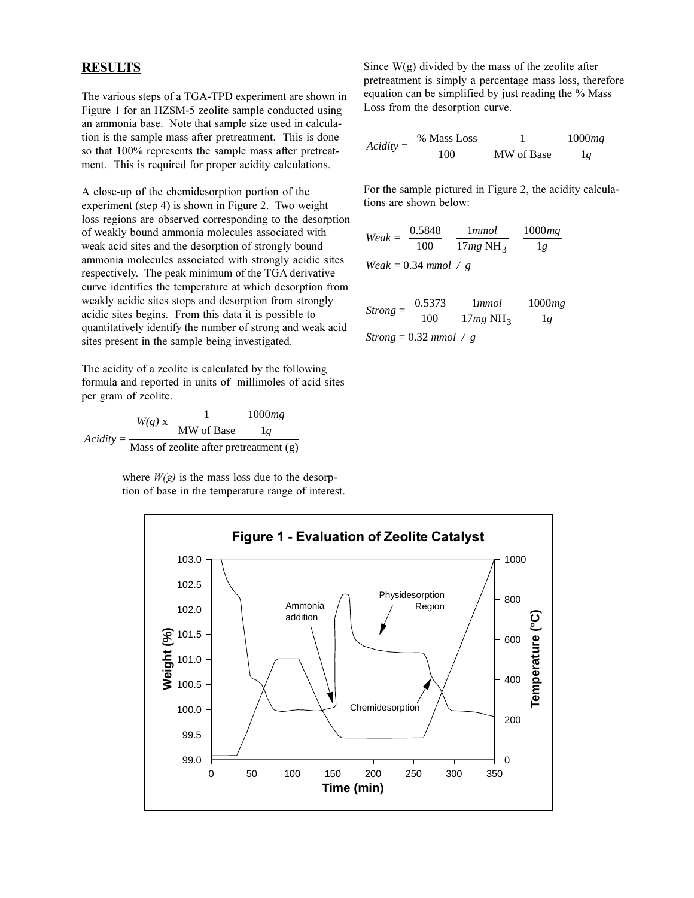## RESULTS

The various steps of a TGA-TPD experiment are shown in Figure 1 for an HZSM-5 zeolite sample conducted using an ammonia base. Note that sample size used in calculation is the sample mass after pretreatment. This is done so that 100% represents the sample mass after pretreatment. This is required for proper acidity calculations.

A close-up of the chemidesorption portion of the experiment (step 4) is shown in Figure 2. Two weight loss regions are observed corresponding to the desorption of weakly bound ammonia molecules associated with weak acid sites and the desorption of strongly bound ammonia molecules associated with strongly acidic sites respectively. The peak minimum of the TGA derivative curve identifies the temperature at which desorption from weakly acidic sites stops and desorption from strongly acidic sites begins. From this data it is possible to quantitatively identify the number of strong and weak acid sites present in the sample being investigated.

The acidity of a zeolite is calculated by the following formula and reported in units of millimoles of acid sites per gram of zeolite.

$$Acidity = \frac{W(g) \times \dfrac{1}{\text{MW of Base}} \dfrac{1000mg}{1g}}{\text{Mass of zeolite after pretreatment (g)}}$$

where $W(g)$ is the mass loss due to the desorption of base in the temperature range of interest.

Since W(g) divided by the mass of the zeolite after pretreatment is simply a percentage mass loss, therefore equation can be simplified by just reading the % Mass Loss from the desorption curve.

$$Acidity = \frac{\text{\% Mass Loss}}{100} \quad \frac{1}{\text{MW of Base}} \quad \frac{1000mg}{1g}$$

For the sample pictured in Figure 2, the acidity calculations are shown below:

$$Weak = \frac{0.5848}{100} \quad \frac{1mmol}{17mg\ NH_3} \quad \frac{1000mg}{1g}$$

$$Weak = 0.34\ mmol\ /\ g$$

$$Strong = \frac{0.5373}{100} \quad \frac{1mmol}{17mg\ NH_3} \quad \frac{1000mg}{1g}$$

$$Strong = 0.32\ mmol\ /\ g$$

**Figure 1 - Evaluation of Zeolite Catalyst**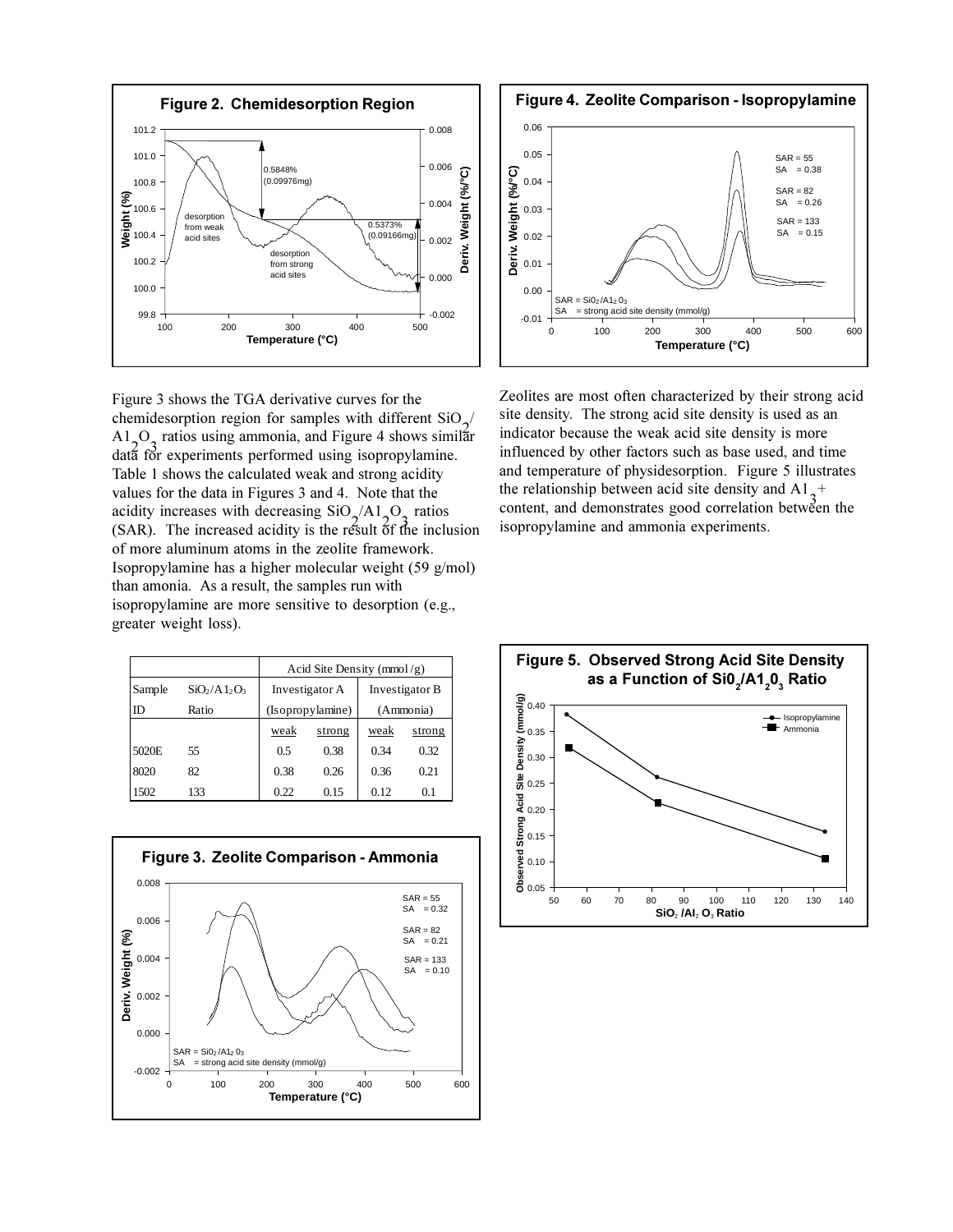**Figure 2. Chemidesorption Region**

**Figure 4. Zeolite Comparison - Isopropylamine**

Figure 3 shows the TGA derivative curves for the chemidesorption region for samples with different $SiO_2/Al_2O_3$ ratios using ammonia, and Figure 4 shows similar data for experiments performed using isopropylamine. Table 1 shows the calculated weak and strong acidity values for the data in Figures 3 and 4. Note that the acidity increases with decreasing $SiO_2/Al_2O_3$ ratios (SAR). The increased acidity is the result of the inclusion of more aluminum atoms in the zeolite framework. Isopropylamine has a higher molecular weight (59 g/mol) than amonia. As a result, the samples run with isopropylamine are more sensitive to desorption (e.g., greater weight loss).

| | | Acid Site Density (mmol/g) | | | |
|---|---|---|---|---|---|
| Sample | $SiO_2/Al_2O_3$ | Investigator A | | Investigator B | |
| ID | Ratio | (Isopropylamine) | | (Ammonia) | |
| | | weak | strong | weak | strong |
| 5020E | 55 | 0.5 | 0.38 | 0.34 | 0.32 |
| 8020 | 82 | 0.38 | 0.26 | 0.36 | 0.21 |
| 1502 | 133 | 0.22 | 0.15 | 0.12 | 0.1 |

**Figure 3. Zeolite Comparison - Ammonia**

Zeolites are most often characterized by their strong acid site density. The strong acid site density is used as an indicator because the weak acid site density is more influenced by other factors such as base used, and time and temperature of physidesorption. Figure 5 illustrates the relationship between acid site density and $Al_3^+$ content, and demonstrates good correlation between the isopropylamine and ammonia experiments.

**Figure 5. Observed Strong Acid Site Density as a Function of $SiO_2/Al_2O_3$ Ratio**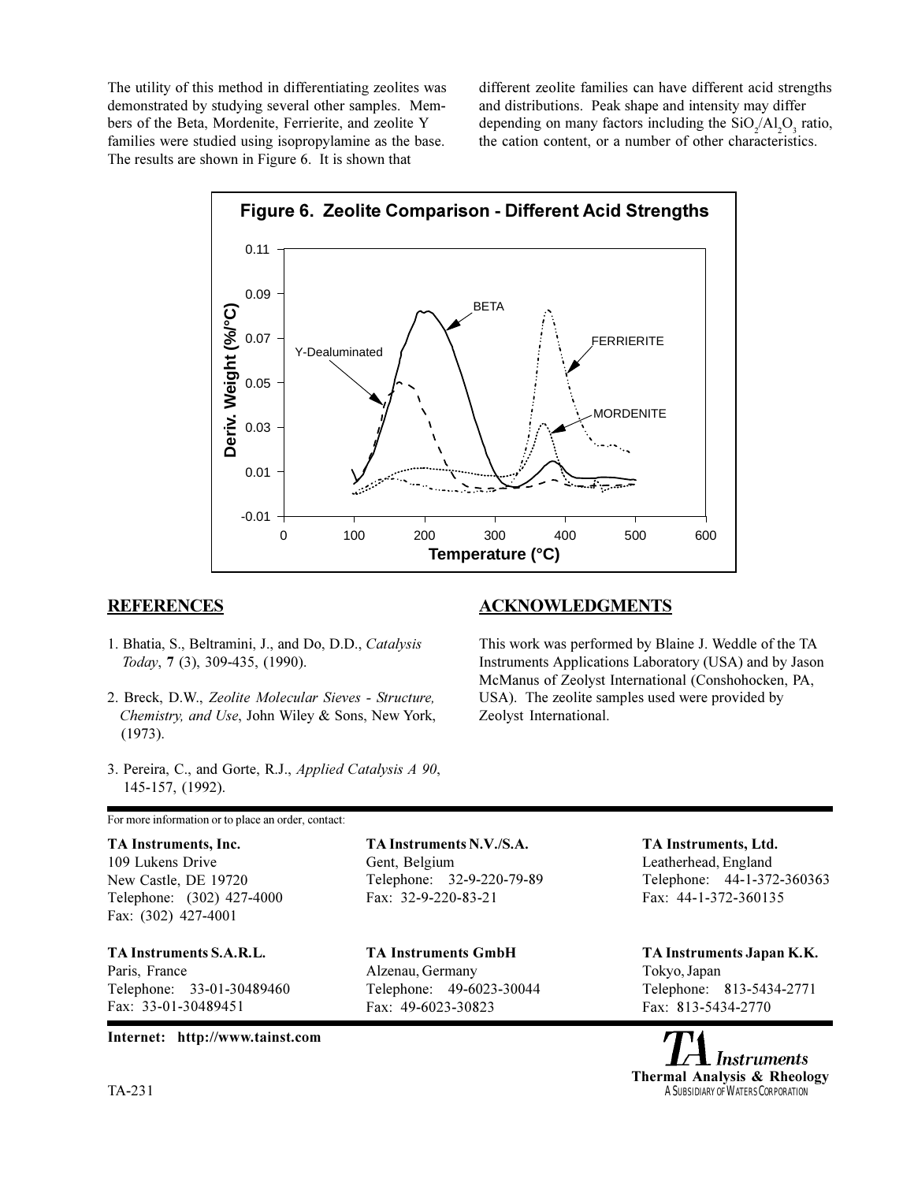The utility of this method in differentiating zeolites was demonstrated by studying several other samples. Members of the Beta, Mordenite, Ferrierite, and zeolite Y families were studied using isopropylamine as the base. The results are shown in Figure 6. It is shown that different zeolite families can have different acid strengths and distributions. Peak shape and intensity may differ depending on many factors including the $SiO_2/Al_2O_3$ ratio, the cation content, or a number of other characteristics.

**Figure 6. Zeolite Comparison - Different Acid Strengths**

Deriv. Weight (%/°C)

0.11
0.09
0.07
0.05
0.03
0.01
-0.01

Temperature (°C)

0
100
200
300
400
500
600

BETA
FERRIERITE
MORDENITE
Y-Dealuminated

## REFERENCES

1. Bhatia, S., Beltramini, J., and Do, D.D., *Catalysis Today*, **7** (3), 309-435, (1990).
2. Breck, D.W., *Zeolite Molecular Sieves - Structure, Chemistry, and Use*, John Wiley & Sons, New York, (1973).
3. Pereira, C., and Gorte, R.J., *Applied Catalysis A 90*, 145-157, (1992).

## ACKNOWLEDGMENTS

This work was performed by Blaine J. Weddle of the TA Instruments Applications Laboratory (USA) and by Jason McManus of Zeolyst International (Conshohocken, PA, USA). The zeolite samples used were provided by Zeolyst International.

---

For more information or to place an order, contact:

**TA Instruments, Inc.**
109 Lukens Drive
New Castle, DE 19720
Telephone: (302) 427-4000
Fax: (302) 427-4001

**TA Instruments N.V./S.A.**
Gent, Belgium
Telephone: 32-9-220-79-89
Fax: 32-9-220-83-21

**TA Instruments, Ltd.**
Leatherhead, England
Telephone: 44-1-372-360363
Fax: 44-1-372-360135

**TA Instruments S.A.R.L.**
Paris, France
Telephone: 33-01-30489460
Fax: 33-01-30489451

**TA Instruments GmbH**
Alzenau, Germany
Telephone: 49-6023-30044
Fax: 49-6023-30823

**TA Instruments Japan K.K.**
Tokyo, Japan
Telephone: 813-5434-2771
Fax: 813-5434-2770

**Internet: http://www.tainst.com**

TA Instruments
**Thermal Analysis & Rheology**
A SUBSIDIARY OF WATERS CORPORATION

TA-231